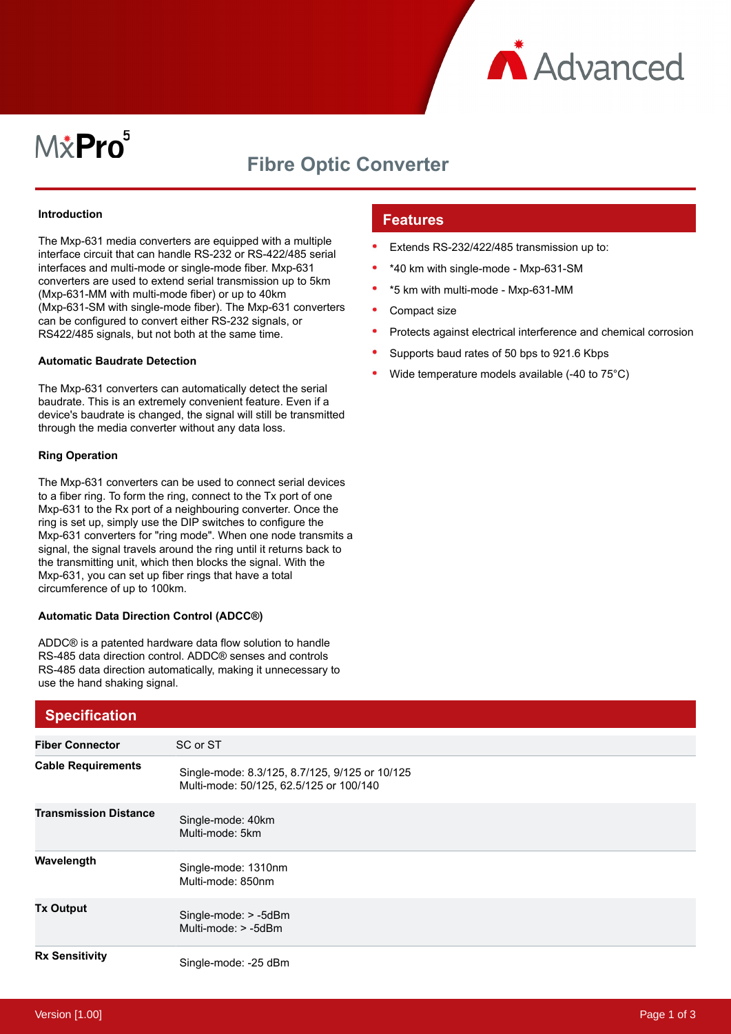MxPro5

# Fibre Optic Converter

### Introduction

The Mxp-631 media converters are equipped with a multiple interface circuit that can handle RS-232 or RS-422/485 serial interfaces and multi-mode or single-mode fiber. Mxp-631 converters are used to extend serial transmission up to 5km (Mxp-631-MM with multi-mode fiber) or up to 40km (Mxp-631-SM with single-mode fiber). The Mxp-631 converters can be configured to convert either RS-232 signals, or RS422/485 signals, but not both at the same time.

### Automatic Baudrate Detection

The Mxp-631 converters can automatically detect the serial baudrate. This is an extremely convenient feature. Even if a device's baudrate is changed, the signal will still be transmitted through the media converter without any data loss.

### Ring Operation

The Mxp-631 converters can be used to connect serial devices to a fiber ring. To form the ring, connect to the Tx port of one Mxp-631 to the Rx port of a neighbouring converter. Once the ring is set up, simply use the DIP switches to configure the Mxp-631 converters for "ring mode". When one node transmits a signal, the signal travels around the ring until it returns back to the transmitting unit, which then blocks the signal. With the Mxp-631, you can set up fiber rings that have a total circumference of up to 100km.

### Automatic Data Direction Control (ADCC®)

ADDC® is a patented hardware data flow solution to handle RS-485 data direction control. ADDC® senses and controls RS-485 data direction automatically, making it unnecessary to use the hand shaking signal.

## Features

- Extends RS-232/422/485 transmission up to:
- *40 km with single-mode - Mxp-631-SM
- *5 km with multi-mode - Mxp-631-MM
- Compact size
- Protects against electrical interference and chemical corrosion
- Supports baud rates of 50 bps to 921.6 Kbps
- Wide temperature models available (-40 to 75°C)

## Specification

| | |
|---|---|
| **Fiber Connector** | SC or ST |
| **Cable Requirements** | Single-mode: 8.3/125, 8.7/125, 9/125 or 10/125<br>Multi-mode: 50/125, 62.5/125 or 100/140 |
| **Transmission Distance** | Single-mode: 40km<br>Multi-mode: 5km |
| **Wavelength** | Single-mode: 1310nm<br>Multi-mode: 850nm |
| **Tx Output** | Single-mode: > -5dBm<br>Multi-mode: > -5dBm |
| **Rx Sensitivity** | Single-mode: -25 dBm |

Version [1.00]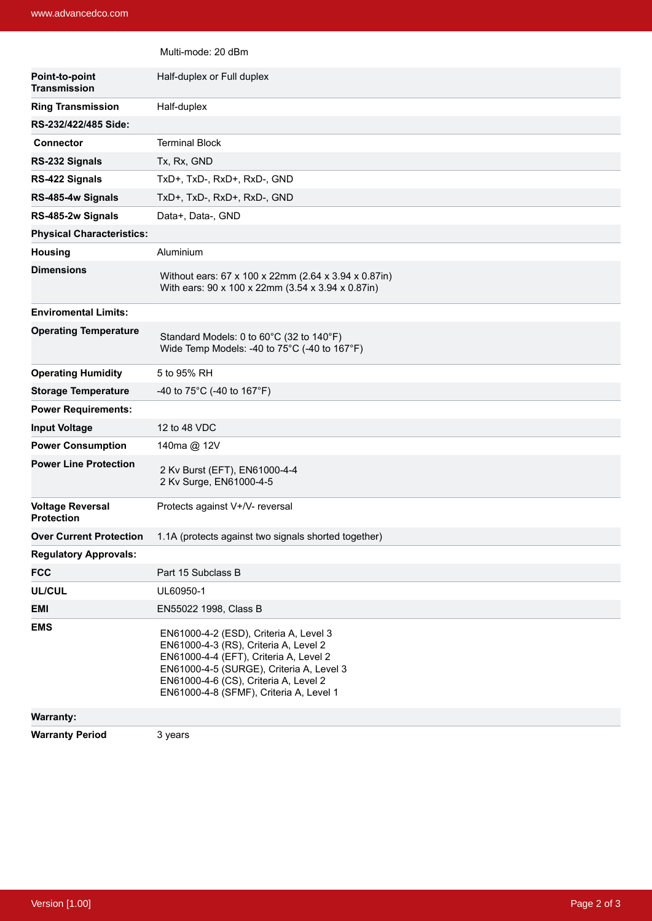| | |
|---|---|
| | Multi-mode: 20 dBm |
| **Point-to-point Transmission** | Half-duplex or Full duplex |
| **Ring Transmission** | Half-duplex |
| **RS-232/422/485 Side:** | |
| **Connector** | Terminal Block |
| **RS-232 Signals** | Tx, Rx, GND |
| **RS-422 Signals** | TxD+, TxD-, RxD+, RxD-, GND |
| **RS-485-4w Signals** | TxD+, TxD-, RxD+, RxD-, GND |
| **RS-485-2w Signals** | Data+, Data-, GND |
| **Physical Characteristics:** | |
| **Housing** | Aluminium |
| **Dimensions** | Without ears: 67 x 100 x 22mm (2.64 x 3.94 x 0.87in)<br>With ears: 90 x 100 x 22mm (3.54 x 3.94 x 0.87in) |
| **Enviromental Limits:** | |
| **Operating Temperature** | Standard Models: 0 to 60°C (32 to 140°F)<br>Wide Temp Models: -40 to 75°C (-40 to 167°F) |
| **Operating Humidity** | 5 to 95% RH |
| **Storage Temperature** | -40 to 75°C (-40 to 167°F) |
| **Power Requirements:** | |
| **Input Voltage** | 12 to 48 VDC |
| **Power Consumption** | 140ma @ 12V |
| **Power Line Protection** | 2 Kv Burst (EFT), EN61000-4-4<br>2 Kv Surge, EN61000-4-5 |
| **Voltage Reversal Protection** | Protects against V+/V- reversal |
| **Over Current Protection** | 1.1A (protects against two signals shorted together) |
| **Regulatory Approvals:** | |
| **FCC** | Part 15 Subclass B |
| **UL/CUL** | UL60950-1 |
| **EMI** | EN55022 1998, Class B |
| **EMS** | EN61000-4-2 (ESD), Criteria A, Level 3<br>EN61000-4-3 (RS), Criteria A, Level 2<br>EN61000-4-4 (EFT), Criteria A, Level 2<br>EN61000-4-5 (SURGE), Criteria A, Level 3<br>EN61000-4-6 (CS), Criteria A, Level 2<br>EN61000-4-8 (SFMF), Criteria A, Level 1 |
| **Warranty:** | |
| **Warranty Period** | 3 years |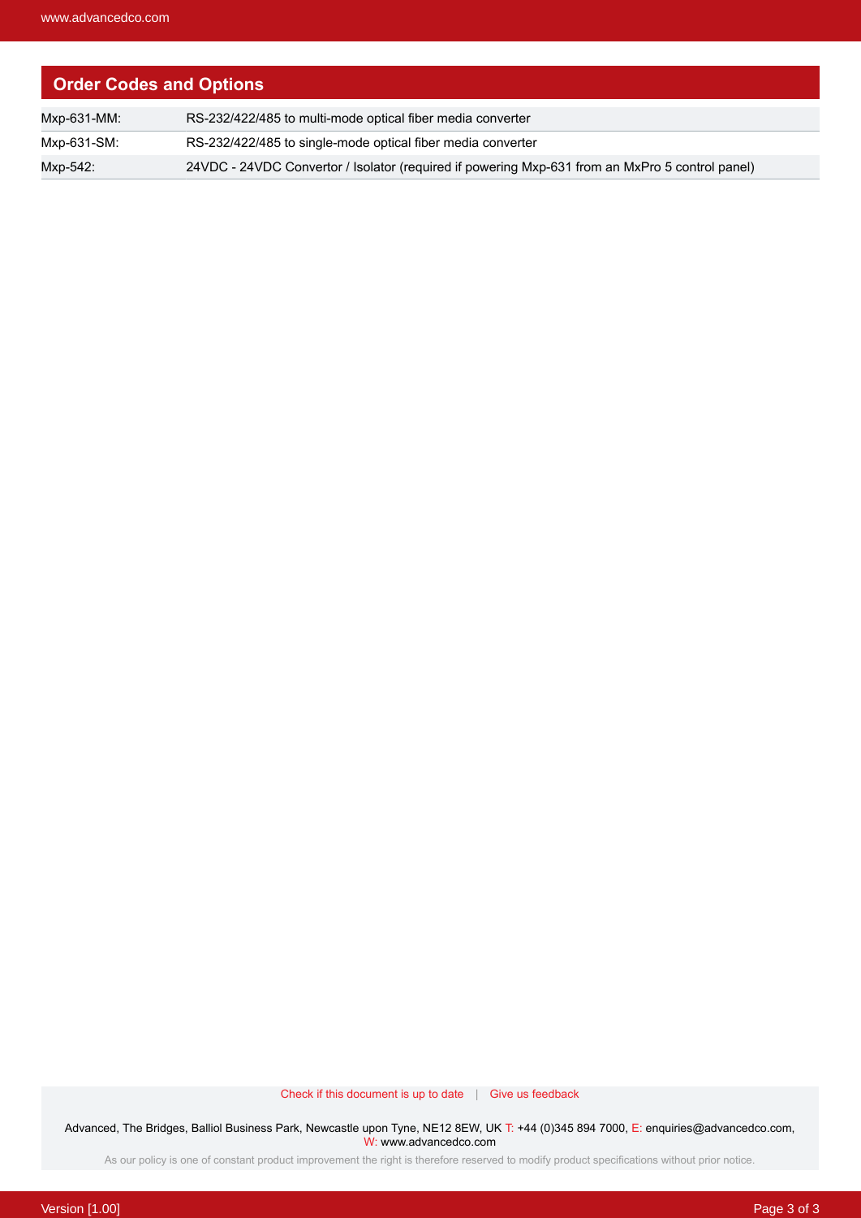## Order Codes and Options

| | |
|---|---|
| Mxp-631-MM: | RS-232/422/485 to multi-mode optical fiber media converter |
| Mxp-631-SM: | RS-232/422/485 to single-mode optical fiber media converter |
| Mxp-542: | 24VDC - 24VDC Convertor / Isolator (required if powering Mxp-631 from an MxPro 5 control panel) |

Check if this document is up to date | Give us feedback

Advanced, The Bridges, Balliol Business Park, Newcastle upon Tyne, NE12 8EW, UK T: +44 (0)345 894 7000, E: enquiries@advancedco.com, W: www.advancedco.com

As our policy is one of constant product improvement the right is therefore reserved to modify product specifications without prior notice.